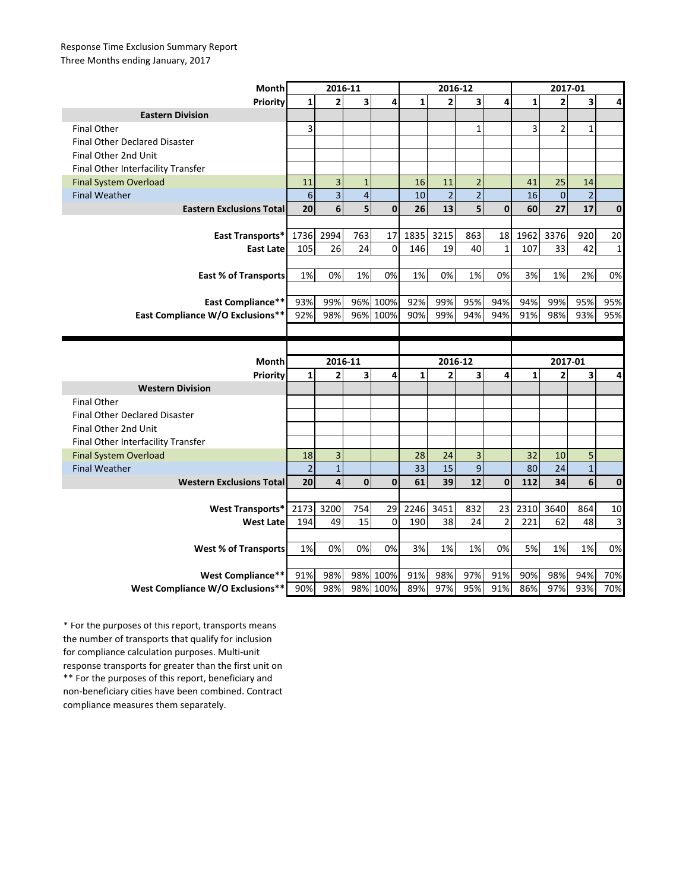Response Time Exclusion Summary Report
Three Months ending January, 2017

| Month | 2016-11 | | | | 2016-12 | | | | 2017-01 | | | |
|---|---|---|---|---|---|---|---|---|---|---|---|---|
| **Priority** | **1** | **2** | **3** | **4** | **1** | **2** | **3** | **4** | **1** | **2** | **3** | **4** |
| **Eastern Division** | | | | | | | | | | | | |
| Final Other | 3 | | | | | | 1 | | 3 | 2 | 1 | |
| Final Other Declared Disaster | | | | | | | | | | | | |
| Final Other 2nd Unit | | | | | | | | | | | | |
| Final Other Interfacility Transfer | | | | | | | | | | | | |
| Final System Overload | 11 | 3 | 1 | | 16 | 11 | 2 | | 41 | 25 | 14 | |
| Final Weather | 6 | 3 | 4 | | 10 | 2 | 2 | | 16 | 0 | 2 | |
| **Eastern Exclusions Total** | **20** | **6** | **5** | **0** | **26** | **13** | **5** | **0** | **60** | **27** | **17** | **0** |
| | | | | | | | | | | | | |
| **East Transports*** | 1736 | 2994 | 763 | 17 | 1835 | 3215 | 863 | 18 | 1962 | 3376 | 920 | 20 |
| **East Late** | 105 | 26 | 24 | 0 | 146 | 19 | 40 | 1 | 107 | 33 | 42 | 1 |
| | | | | | | | | | | | | |
| **East % of Transports** | 1% | 0% | 1% | 0% | 1% | 0% | 1% | 0% | 3% | 1% | 2% | 0% |
| | | | | | | | | | | | | |
| **East Compliance**** | 93% | 99% | 96% | 100% | 92% | 99% | 95% | 94% | 94% | 99% | 95% | 95% |
| **East Compliance W/O Exclusions**** | 92% | 98% | 96% | 100% | 90% | 99% | 94% | 94% | 91% | 98% | 93% | 95% |

| Month | 2016-11 | | | | 2016-12 | | | | 2017-01 | | | |
|---|---|---|---|---|---|---|---|---|---|---|---|---|
| **Priority** | **1** | **2** | **3** | **4** | **1** | **2** | **3** | **4** | **1** | **2** | **3** | **4** |
| **Western Division** | | | | | | | | | | | | |
| Final Other | | | | | | | | | | | | |
| Final Other Declared Disaster | | | | | | | | | | | | |
| Final Other 2nd Unit | | | | | | | | | | | | |
| Final Other Interfacility Transfer | | | | | | | | | | | | |
| Final System Overload | 18 | 3 | | | 28 | 24 | 3 | | 32 | 10 | 5 | |
| Final Weather | 2 | 1 | | | 33 | 15 | 9 | | 80 | 24 | 1 | |
| **Western Exclusions Total** | **20** | **4** | **0** | **0** | **61** | **39** | **12** | **0** | **112** | **34** | **6** | **0** |
| | | | | | | | | | | | | |
| **West Transports*** | 2173 | 3200 | 754 | 29 | 2246 | 3451 | 832 | 23 | 2310 | 3640 | 864 | 10 |
| **West Late** | 194 | 49 | 15 | 0 | 190 | 38 | 24 | 2 | 221 | 62 | 48 | 3 |
| | | | | | | | | | | | | |
| **West % of Transports** | 1% | 0% | 0% | 0% | 3% | 1% | 1% | 0% | 5% | 1% | 1% | 0% |
| | | | | | | | | | | | | |
| **West Compliance**** | 91% | 98% | 98% | 100% | 91% | 98% | 97% | 91% | 90% | 98% | 94% | 70% |
| **West Compliance W/O Exclusions**** | 90% | 98% | 98% | 100% | 89% | 97% | 95% | 91% | 86% | 97% | 93% | 70% |

* For the purposes of this report, transports means the number of transports that qualify for inclusion for compliance calculation purposes. Multi-unit response transports for greater than the first unit on
** For the purposes of this report, beneficiary and non-beneficiary cities have been combined. Contract compliance measures them separately.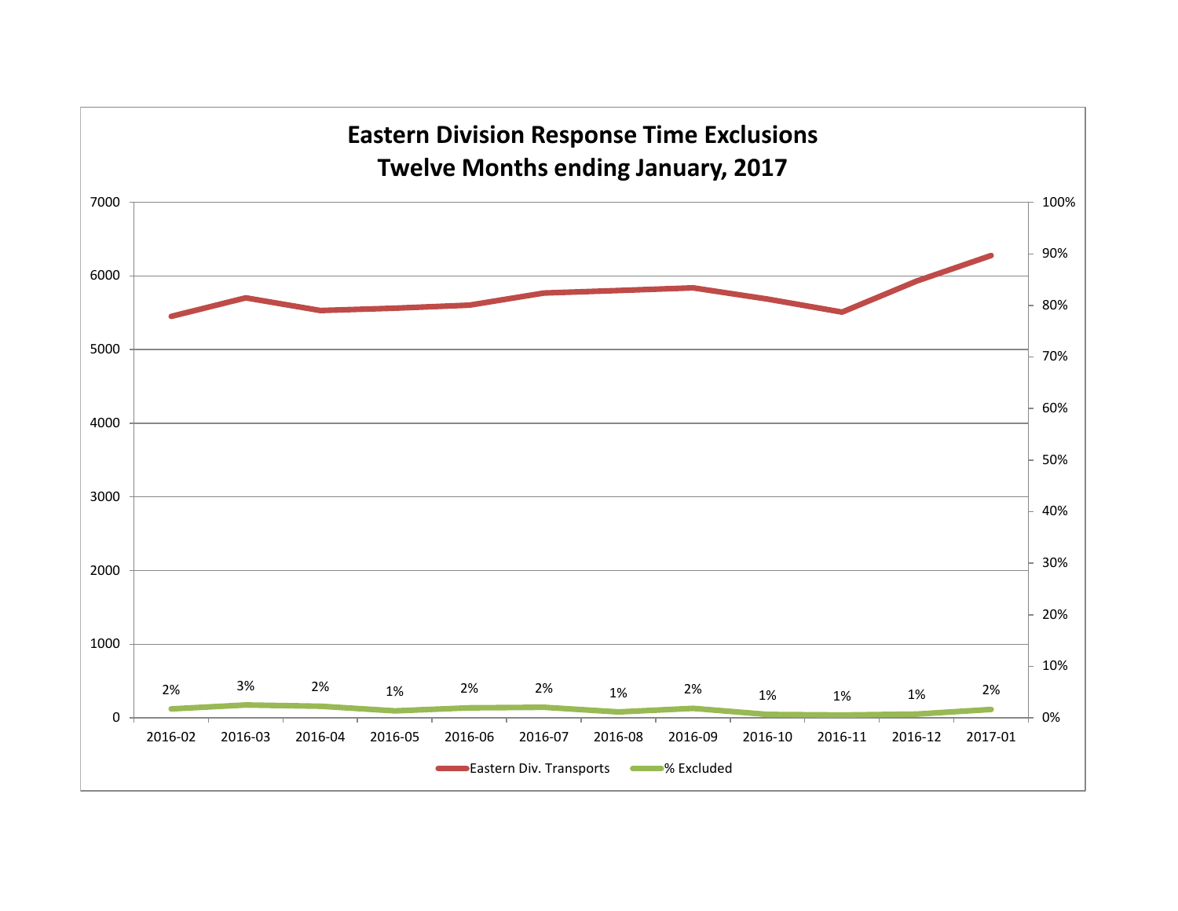# Eastern Division Response Time Exclusions
## Twelve Months ending January, 2017

| Month | 2016-02 | 2016-03 | 2016-04 | 2016-05 | 2016-06 | 2016-07 | 2016-08 | 2016-09 | 2016-10 | 2016-11 | 2016-12 | 2017-01 |
|---|---|---|---|---|---|---|---|---|---|---|---|---|
| % Excluded | 2% | 3% | 2% | 1% | 2% | 2% | 1% | 2% | 1% | 1% | 1% | 2% |

Legend: Eastern Div. Transports; % Excluded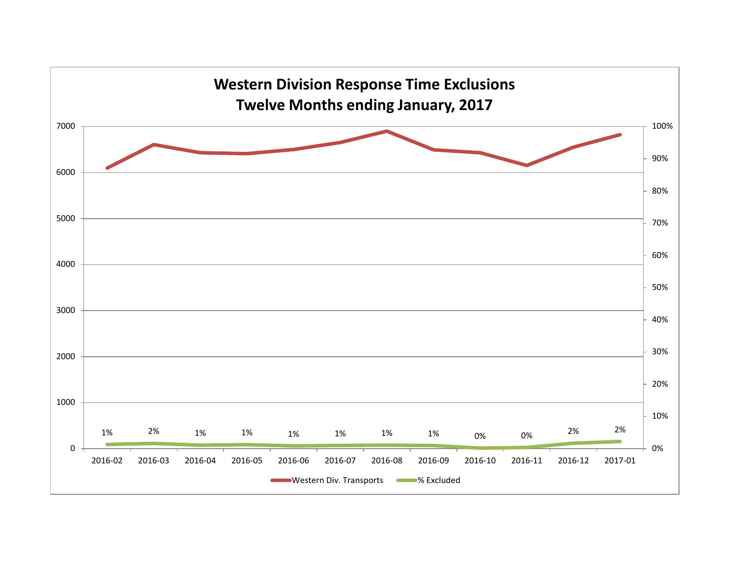**Western Division Response Time Exclusions**
**Twelve Months ending January, 2017**

7000
6000
5000
4000
3000
2000
1000
0

100%
90%
80%
70%
60%
50%
40%
30%
20%
10%
0%

1% 2% 1% 1% 1% 1% 1% 1% 0% 0% 2% 2%

2016-02 2016-03 2016-04 2016-05 2016-06 2016-07 2016-08 2016-09 2016-10 2016-11 2016-12 2017-01

Western Div. Transports
% Excluded